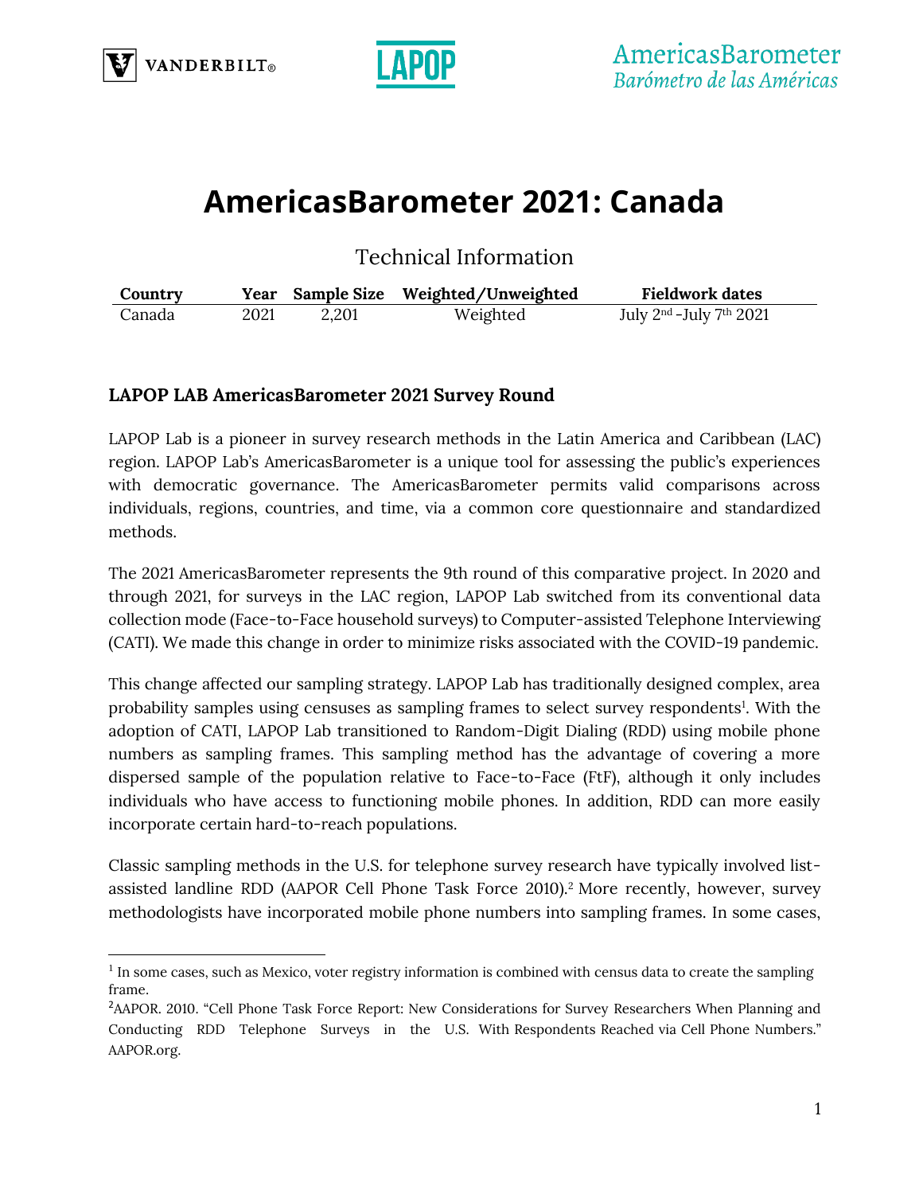# AmericasBarometer 2021: Canada

## Technical Information

| Country | Year | Sample Size | Weighted/Unweighted | Fieldwork dates |
|---|---|---|---|---|
| Canada | 2021 | 2,201 | Weighted | July 2nd -July 7th 2021 |

### LAPOP LAB AmericasBarometer 2021 Survey Round

LAPOP Lab is a pioneer in survey research methods in the Latin America and Caribbean (LAC) region. LAPOP Lab's AmericasBarometer is a unique tool for assessing the public's experiences with democratic governance. The AmericasBarometer permits valid comparisons across individuals, regions, countries, and time, via a common core questionnaire and standardized methods.

The 2021 AmericasBarometer represents the 9th round of this comparative project. In 2020 and through 2021, for surveys in the LAC region, LAPOP Lab switched from its conventional data collection mode (Face-to-Face household surveys) to Computer-assisted Telephone Interviewing (CATI). We made this change in order to minimize risks associated with the COVID-19 pandemic.

This change affected our sampling strategy. LAPOP Lab has traditionally designed complex, area probability samples using censuses as sampling frames to select survey respondents[1]. With the adoption of CATI, LAPOP Lab transitioned to Random-Digit Dialing (RDD) using mobile phone numbers as sampling frames. This sampling method has the advantage of covering a more dispersed sample of the population relative to Face-to-Face (FtF), although it only includes individuals who have access to functioning mobile phones. In addition, RDD can more easily incorporate certain hard-to-reach populations.

Classic sampling methods in the U.S. for telephone survey research have typically involved list-assisted landline RDD (AAPOR Cell Phone Task Force 2010).[2] More recently, however, survey methodologists have incorporated mobile phone numbers into sampling frames. In some cases,

[1] In some cases, such as Mexico, voter registry information is combined with census data to create the sampling frame.

[2] AAPOR. 2010. "Cell Phone Task Force Report: New Considerations for Survey Researchers When Planning and Conducting RDD Telephone Surveys in the U.S. With Respondents Reached via Cell Phone Numbers." AAPOR.org.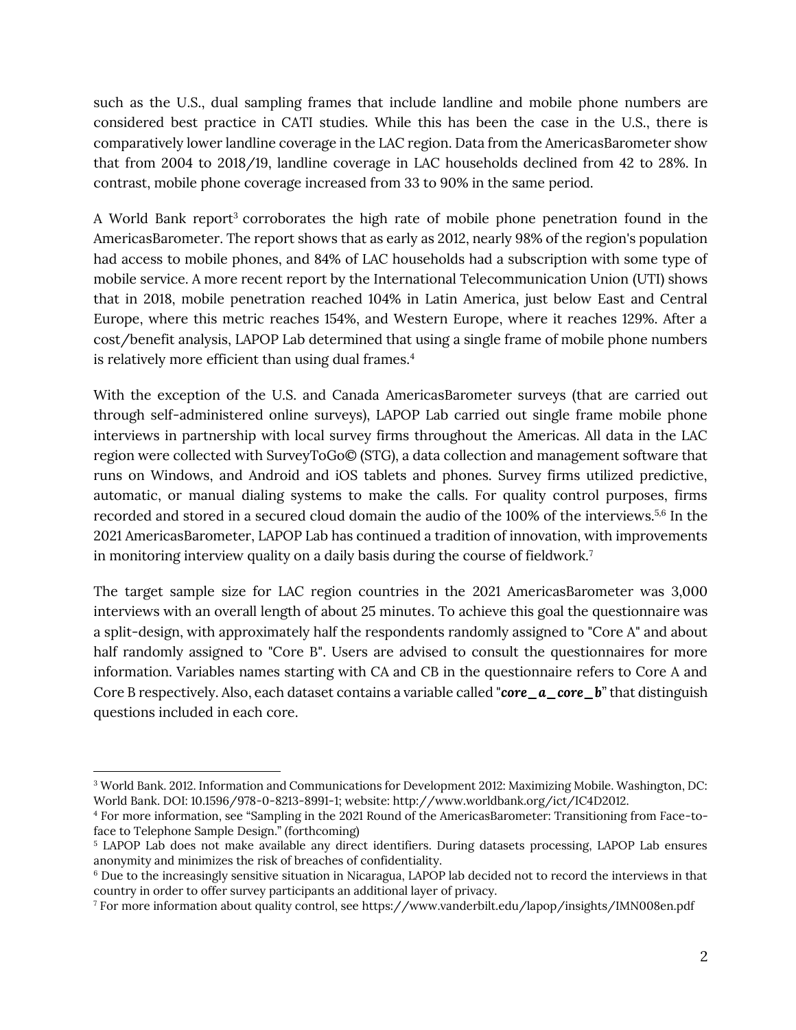such as the U.S., dual sampling frames that include landline and mobile phone numbers are considered best practice in CATI studies. While this has been the case in the U.S., there is comparatively lower landline coverage in the LAC region. Data from the AmericasBarometer show that from 2004 to 2018/19, landline coverage in LAC households declined from 42 to 28%. In contrast, mobile phone coverage increased from 33 to 90% in the same period.

A World Bank report[3] corroborates the high rate of mobile phone penetration found in the AmericasBarometer. The report shows that as early as 2012, nearly 98% of the region's population had access to mobile phones, and 84% of LAC households had a subscription with some type of mobile service. A more recent report by the International Telecommunication Union (UTI) shows that in 2018, mobile penetration reached 104% in Latin America, just below East and Central Europe, where this metric reaches 154%, and Western Europe, where it reaches 129%. After a cost/benefit analysis, LAPOP Lab determined that using a single frame of mobile phone numbers is relatively more efficient than using dual frames.[4]

With the exception of the U.S. and Canada AmericasBarometer surveys (that are carried out through self-administered online surveys), LAPOP Lab carried out single frame mobile phone interviews in partnership with local survey firms throughout the Americas. All data in the LAC region were collected with SurveyToGo© (STG), a data collection and management software that runs on Windows, and Android and iOS tablets and phones. Survey firms utilized predictive, automatic, or manual dialing systems to make the calls. For quality control purposes, firms recorded and stored in a secured cloud domain the audio of the 100% of the interviews.[5,6] In the 2021 AmericasBarometer, LAPOP Lab has continued a tradition of innovation, with improvements in monitoring interview quality on a daily basis during the course of fieldwork.[7]

The target sample size for LAC region countries in the 2021 AmericasBarometer was 3,000 interviews with an overall length of about 25 minutes. To achieve this goal the questionnaire was a split-design, with approximately half the respondents randomly assigned to "Core A" and about half randomly assigned to "Core B". Users are advised to consult the questionnaires for more information. Variables names starting with CA and CB in the questionnaire refers to Core A and Core B respectively. Also, each dataset contains a variable called "***core_a_core_b***" that distinguish questions included in each core.

---

[3] World Bank. 2012. Information and Communications for Development 2012: Maximizing Mobile. Washington, DC: World Bank. DOI: 10.1596/978-0-8213-8991-1; website: http://www.worldbank.org/ict/IC4D2012.

[4] For more information, see "Sampling in the 2021 Round of the AmericasBarometer: Transitioning from Face-to-face to Telephone Sample Design." (forthcoming)

[5] LAPOP Lab does not make available any direct identifiers. During datasets processing, LAPOP Lab ensures anonymity and minimizes the risk of breaches of confidentiality.

[6] Due to the increasingly sensitive situation in Nicaragua, LAPOP lab decided not to record the interviews in that country in order to offer survey participants an additional layer of privacy.

[7] For more information about quality control, see https://www.vanderbilt.edu/lapop/insights/IMN008en.pdf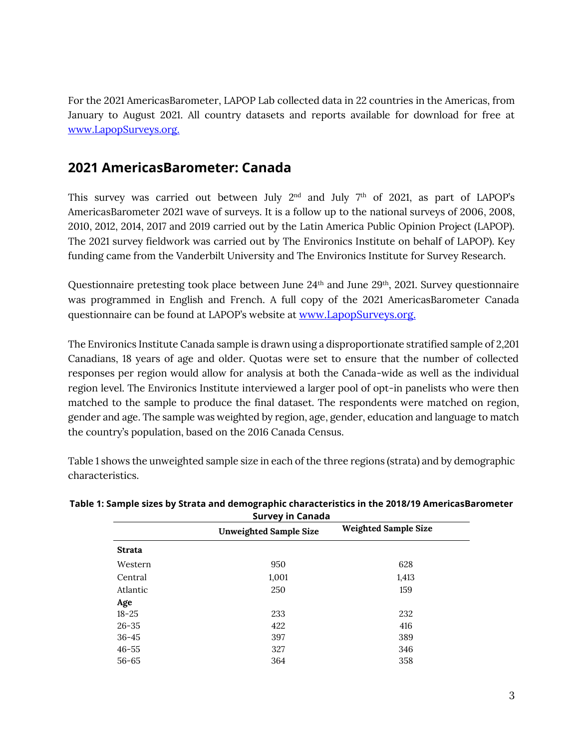For the 2021 AmericasBarometer, LAPOP Lab collected data in 22 countries in the Americas, from January to August 2021. All country datasets and reports available for download for free at [www.LapopSurveys.org.](http://www.LapopSurveys.org)

## 2021 AmericasBarometer: Canada

This survey was carried out between July 2nd and July 7th of 2021, as part of LAPOP's AmericasBarometer 2021 wave of surveys. It is a follow up to the national surveys of 2006, 2008, 2010, 2012, 2014, 2017 and 2019 carried out by the Latin America Public Opinion Project (LAPOP). The 2021 survey fieldwork was carried out by The Environics Institute on behalf of LAPOP). Key funding came from the Vanderbilt University and The Environics Institute for Survey Research.

Questionnaire pretesting took place between June 24th and June 29th, 2021. Survey questionnaire was programmed in English and French. A full copy of the 2021 AmericasBarometer Canada questionnaire can be found at LAPOP's website at [www.LapopSurveys.org.](http://www.LapopSurveys.org)

The Environics Institute Canada sample is drawn using a disproportionate stratified sample of 2,201 Canadians, 18 years of age and older. Quotas were set to ensure that the number of collected responses per region would allow for analysis at both the Canada-wide as well as the individual region level. The Environics Institute interviewed a larger pool of opt-in panelists who were then matched to the sample to produce the final dataset. The respondents were matched on region, gender and age. The sample was weighted by region, age, gender, education and language to match the country's population, based on the 2016 Canada Census.

Table 1 shows the unweighted sample size in each of the three regions (strata) and by demographic characteristics.

**Table 1: Sample sizes by Strata and demographic characteristics in the 2018/19 AmericasBarometer Survey in Canada**

| | Unweighted Sample Size | Weighted Sample Size |
|---|---|---|
| **Strata** | | |
| Western | 950 | 628 |
| Central | 1,001 | 1,413 |
| Atlantic | 250 | 159 |
| **Age** | | |
| 18-25 | 233 | 232 |
| 26-35 | 422 | 416 |
| 36-45 | 397 | 389 |
| 46-55 | 327 | 346 |
| 56-65 | 364 | 358 |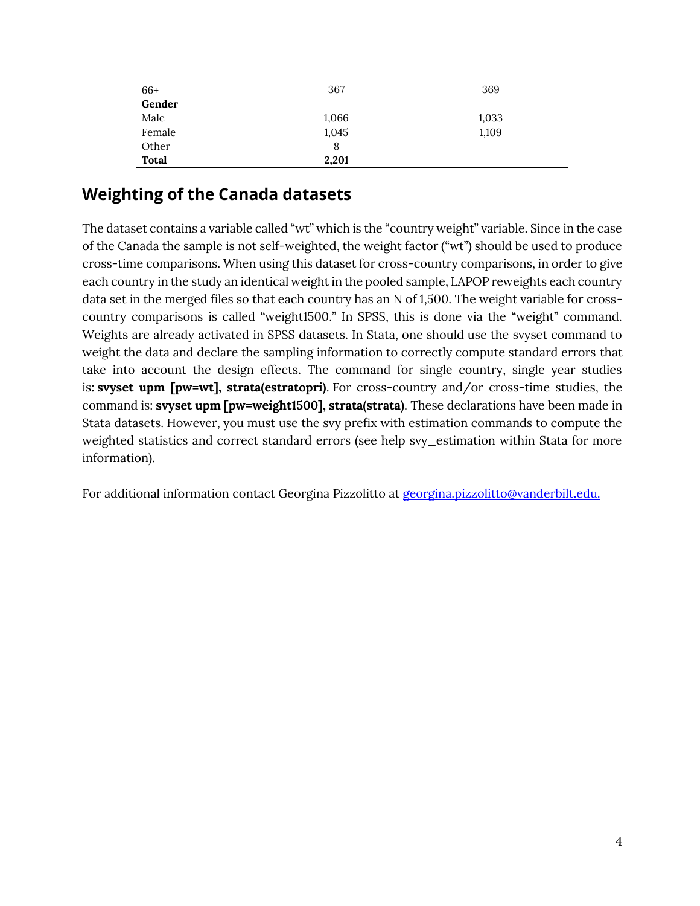| | | |
|---|---|---|
| 66+ | 367 | 369 |
| **Gender** | | |
| Male | 1,066 | 1,033 |
| Female | 1,045 | 1,109 |
| Other | 8 | |
| **Total** | **2,201** | |

## Weighting of the Canada datasets

The dataset contains a variable called "wt" which is the "country weight" variable. Since in the case of the Canada the sample is not self-weighted, the weight factor ("wt") should be used to produce cross-time comparisons. When using this dataset for cross-country comparisons, in order to give each country in the study an identical weight in the pooled sample, LAPOP reweights each country data set in the merged files so that each country has an N of 1,500. The weight variable for cross-country comparisons is called "weight1500." In SPSS, this is done via the "weight" command. Weights are already activated in SPSS datasets. In Stata, one should use the svyset command to weight the data and declare the sampling information to correctly compute standard errors that take into account the design effects. The command for single country, single year studies is**: svyset upm [pw=wt], strata(estratopri)**. For cross-country and/or cross-time studies, the command is: **svyset upm [pw=weight1500], strata(strata)**. These declarations have been made in Stata datasets. However, you must use the svy prefix with estimation commands to compute the weighted statistics and correct standard errors (see help svy_estimation within Stata for more information).

For additional information contact Georgina Pizzolitto at georgina.pizzolitto@vanderbilt.edu.